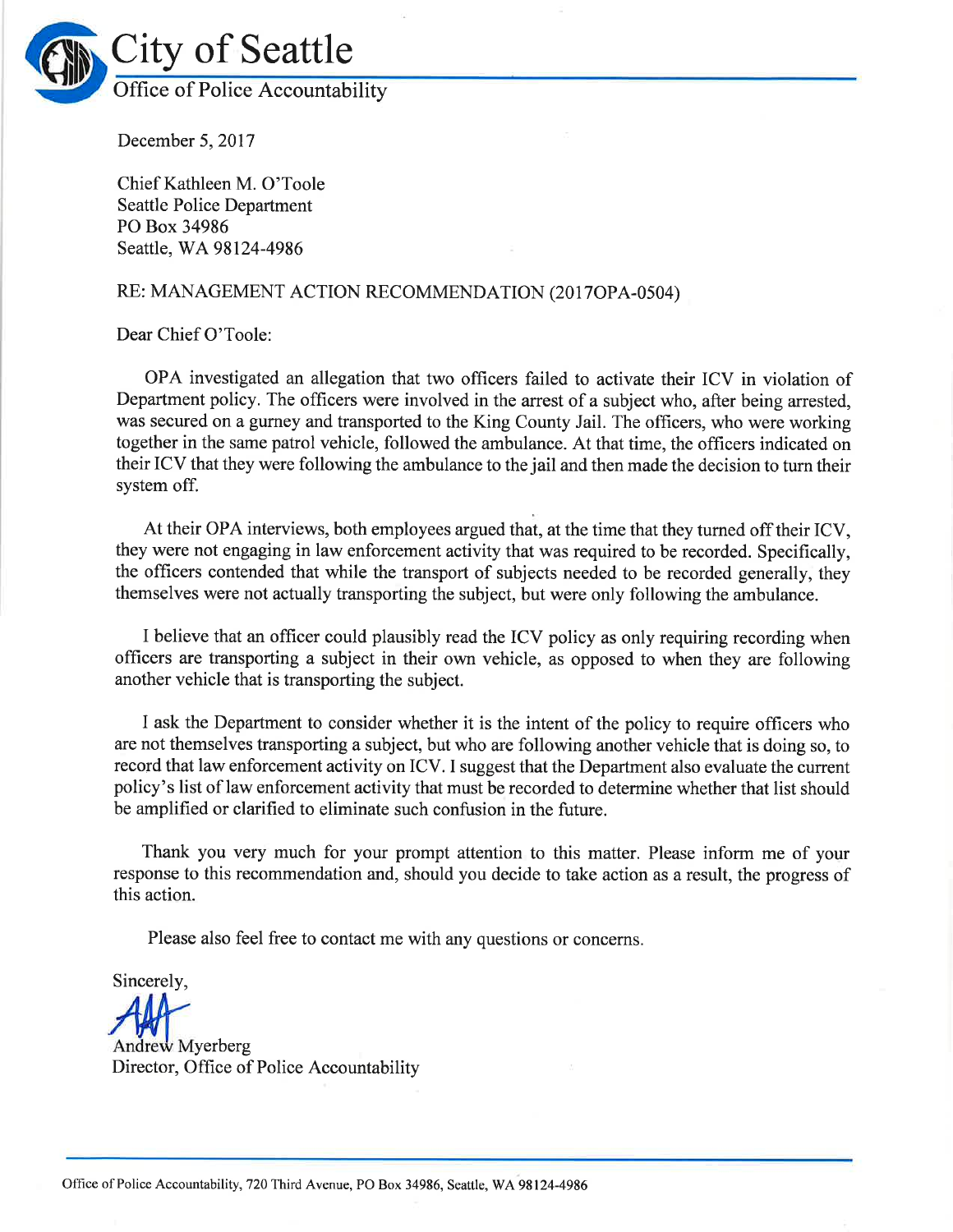# City of Seattle

## Office of Police Accountability

December 5, 2017

Chief Kathleen M. O'Toole
Seattle Police Department
PO Box 34986
Seattle, WA 98124-4986

RE: MANAGEMENT ACTION RECOMMENDATION (2017OPA-0504)

Dear Chief O'Toole:

OPA investigated an allegation that two officers failed to activate their ICV in violation of Department policy. The officers were involved in the arrest of a subject who, after being arrested, was secured on a gurney and transported to the King County Jail. The officers, who were working together in the same patrol vehicle, followed the ambulance. At that time, the officers indicated on their ICV that they were following the ambulance to the jail and then made the decision to turn their system off.

At their OPA interviews, both employees argued that, at the time that they turned off their ICV, they were not engaging in law enforcement activity that was required to be recorded. Specifically, the officers contended that while the transport of subjects needed to be recorded generally, they themselves were not actually transporting the subject, but were only following the ambulance.

I believe that an officer could plausibly read the ICV policy as only requiring recording when officers are transporting a subject in their own vehicle, as opposed to when they are following another vehicle that is transporting the subject.

I ask the Department to consider whether it is the intent of the policy to require officers who are not themselves transporting a subject, but who are following another vehicle that is doing so, to record that law enforcement activity on ICV. I suggest that the Department also evaluate the current policy's list of law enforcement activity that must be recorded to determine whether that list should be amplified or clarified to eliminate such confusion in the future.

Thank you very much for your prompt attention to this matter. Please inform me of your response to this recommendation and, should you decide to take action as a result, the progress of this action.

Please also feel free to contact me with any questions or concerns.

Sincerely,

Andrew Myerberg
Director, Office of Police Accountability

Office of Police Accountability, 720 Third Avenue, PO Box 34986, Seattle, WA 98124-4986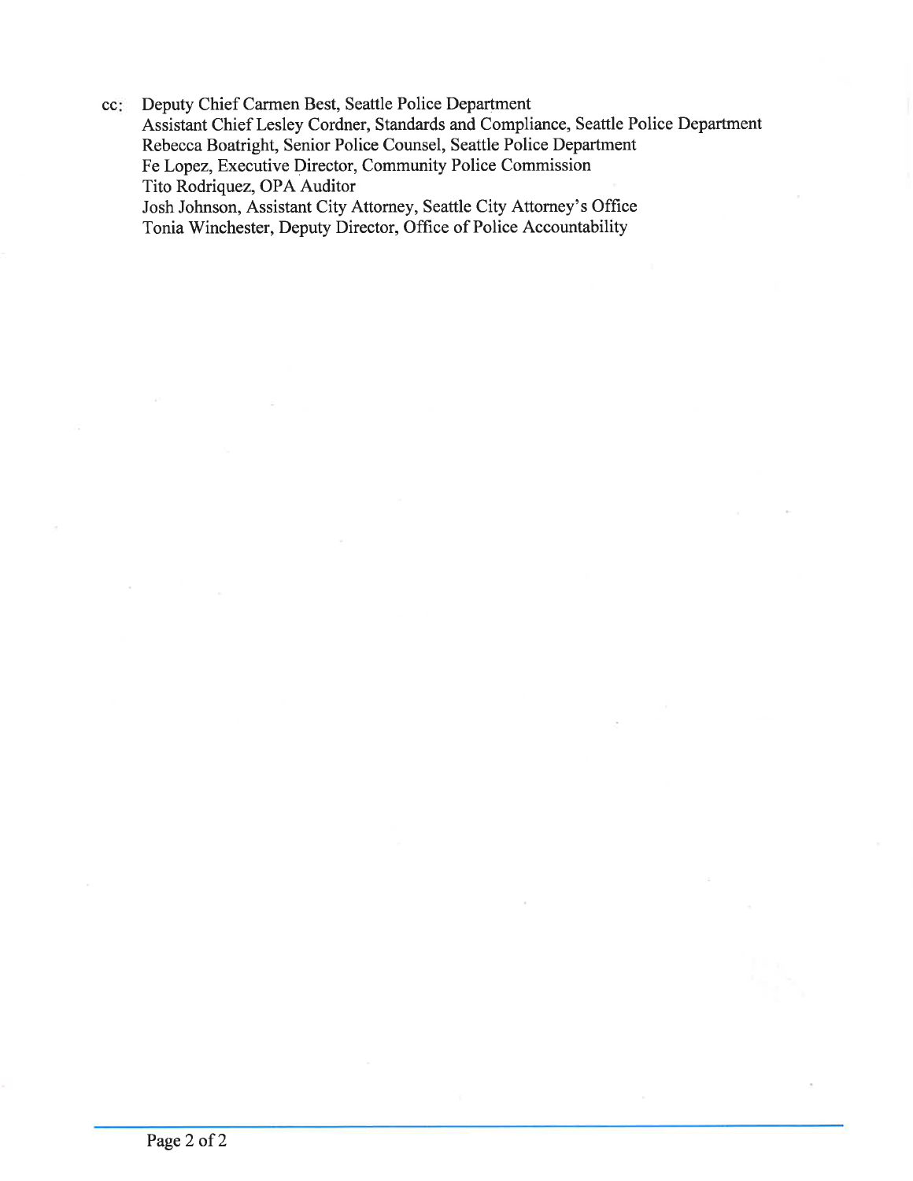cc: Deputy Chief Carmen Best, Seattle Police Department
Assistant Chief Lesley Cordner, Standards and Compliance, Seattle Police Department
Rebecca Boatright, Senior Police Counsel, Seattle Police Department
Fe Lopez, Executive Director, Community Police Commission
Tito Rodriquez, OPA Auditor
Josh Johnson, Assistant City Attorney, Seattle City Attorney's Office
Tonia Winchester, Deputy Director, Office of Police Accountability